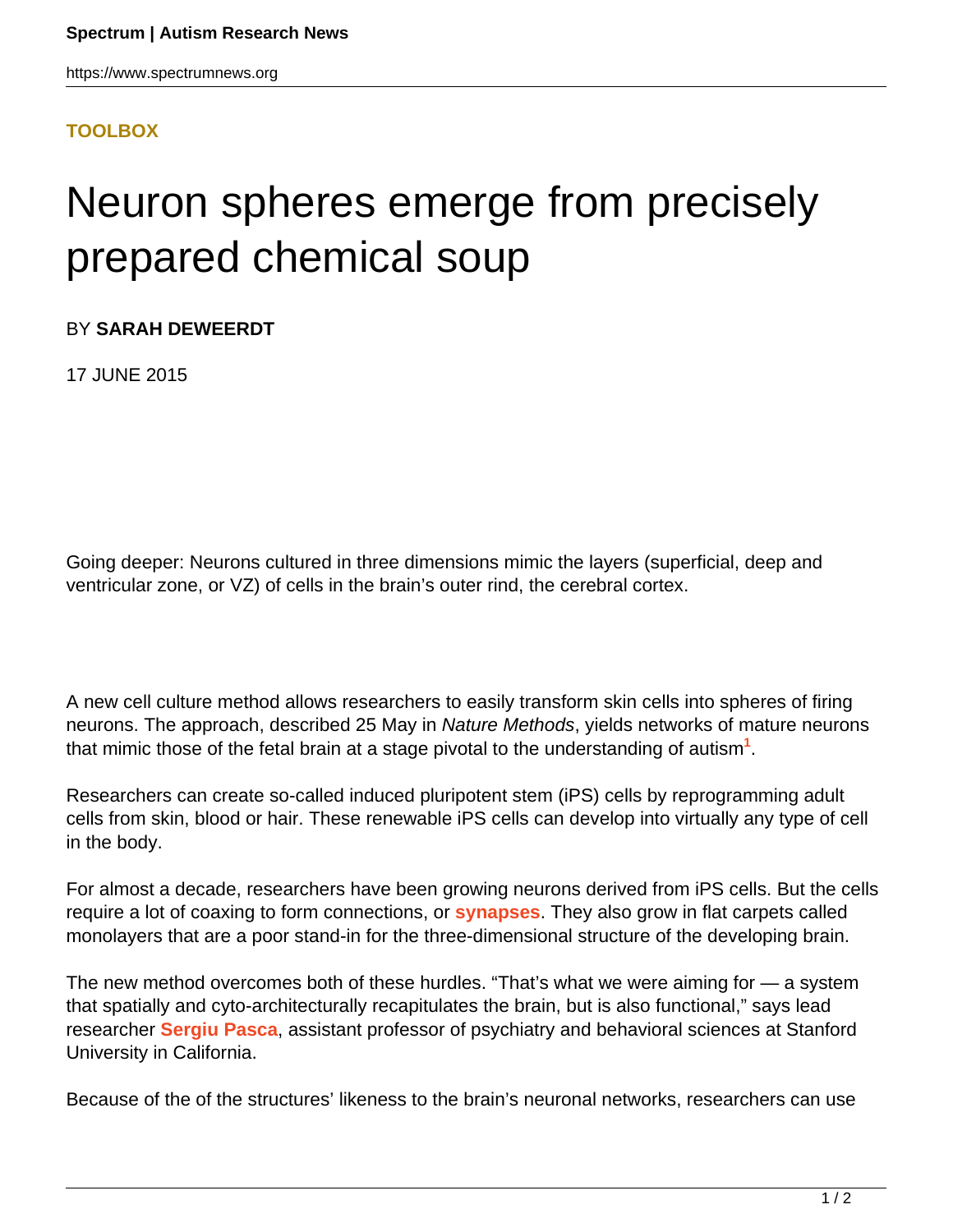**TOOLBOX**

# Neuron spheres emerge from precisely prepared chemical soup

BY **SARAH DEWEERDT**

17 JUNE 2015

Going deeper: Neurons cultured in three dimensions mimic the layers (superficial, deep and ventricular zone, or VZ) of cells in the brain's outer rind, the cerebral cortex.

A new cell culture method allows researchers to easily transform skin cells into spheres of firing neurons. The approach, described 25 May in *Nature Methods*, yields networks of mature neurons that mimic those of the fetal brain at a stage pivotal to the understanding of autism[1].

Researchers can create so-called induced pluripotent stem (iPS) cells by reprogramming adult cells from skin, blood or hair. These renewable iPS cells can develop into virtually any type of cell in the body.

For almost a decade, researchers have been growing neurons derived from iPS cells. But the cells require a lot of coaxing to form connections, or **synapses**. They also grow in flat carpets called monolayers that are a poor stand-in for the three-dimensional structure of the developing brain.

The new method overcomes both of these hurdles. "That's what we were aiming for — a system that spatially and cyto-architecturally recapitulates the brain, but is also functional," says lead researcher **Sergiu Pasca**, assistant professor of psychiatry and behavioral sciences at Stanford University in California.

Because of the of the structures' likeness to the brain's neuronal networks, researchers can use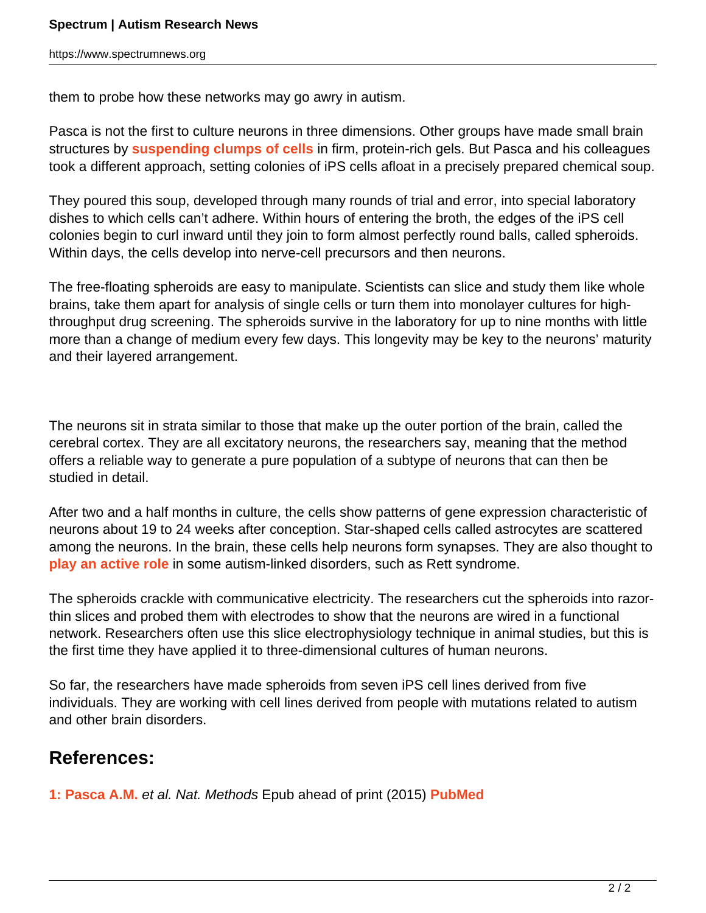them to probe how these networks may go awry in autism.

Pasca is not the first to culture neurons in three dimensions. Other groups have made small brain structures by **suspending clumps of cells** in firm, protein-rich gels. But Pasca and his colleagues took a different approach, setting colonies of iPS cells afloat in a precisely prepared chemical soup.

They poured this soup, developed through many rounds of trial and error, into special laboratory dishes to which cells can't adhere. Within hours of entering the broth, the edges of the iPS cell colonies begin to curl inward until they join to form almost perfectly round balls, called spheroids. Within days, the cells develop into nerve-cell precursors and then neurons.

The free-floating spheroids are easy to manipulate. Scientists can slice and study them like whole brains, take them apart for analysis of single cells or turn them into monolayer cultures for high-throughput drug screening. The spheroids survive in the laboratory for up to nine months with little more than a change of medium every few days. This longevity may be key to the neurons' maturity and their layered arrangement.

The neurons sit in strata similar to those that make up the outer portion of the brain, called the cerebral cortex. They are all excitatory neurons, the researchers say, meaning that the method offers a reliable way to generate a pure population of a subtype of neurons that can then be studied in detail.

After two and a half months in culture, the cells show patterns of gene expression characteristic of neurons about 19 to 24 weeks after conception. Star-shaped cells called astrocytes are scattered among the neurons. In the brain, these cells help neurons form synapses. They are also thought to **play an active role** in some autism-linked disorders, such as Rett syndrome.

The spheroids crackle with communicative electricity. The researchers cut the spheroids into razor-thin slices and probed them with electrodes to show that the neurons are wired in a functional network. Researchers often use this slice electrophysiology technique in animal studies, but this is the first time they have applied it to three-dimensional cultures of human neurons.

So far, the researchers have made spheroids from seven iPS cell lines derived from five individuals. They are working with cell lines derived from people with mutations related to autism and other brain disorders.

## References:

**1: Pasca A.M.** *et al. Nat. Methods* Epub ahead of print (2015) **PubMed**